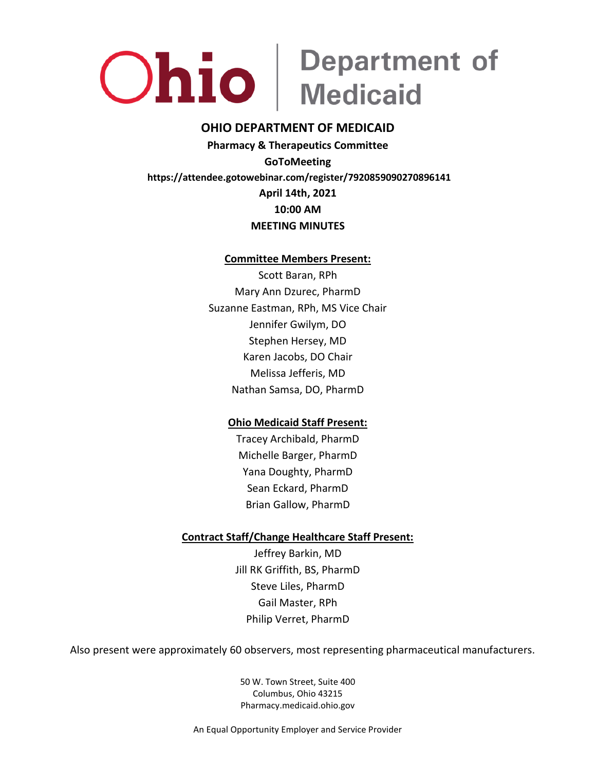Ohio | Department of Medicaid

# OHIO DEPARTMENT OF MEDICAID

**Pharmacy & Therapeutics Committee**

**GoToMeeting**

**https://attendee.gotowebinar.com/register/7920859090270896141**

**April 14th, 2021**

**10:00 AM**

**MEETING MINUTES**

**Committee Members Present:**

Scott Baran, RPh
Mary Ann Dzurec, PharmD
Suzanne Eastman, RPh, MS Vice Chair
Jennifer Gwilym, DO
Stephen Hersey, MD
Karen Jacobs, DO Chair
Melissa Jefferis, MD
Nathan Samsa, DO, PharmD

**Ohio Medicaid Staff Present:**

Tracey Archibald, PharmD
Michelle Barger, PharmD
Yana Doughty, PharmD
Sean Eckard, PharmD
Brian Gallow, PharmD

**Contract Staff/Change Healthcare Staff Present:**

Jeffrey Barkin, MD
Jill RK Griffith, BS, PharmD
Steve Liles, PharmD
Gail Master, RPh
Philip Verret, PharmD

Also present were approximately 60 observers, most representing pharmaceutical manufacturers.

50 W. Town Street, Suite 400
Columbus, Ohio 43215
Pharmacy.medicaid.ohio.gov

An Equal Opportunity Employer and Service Provider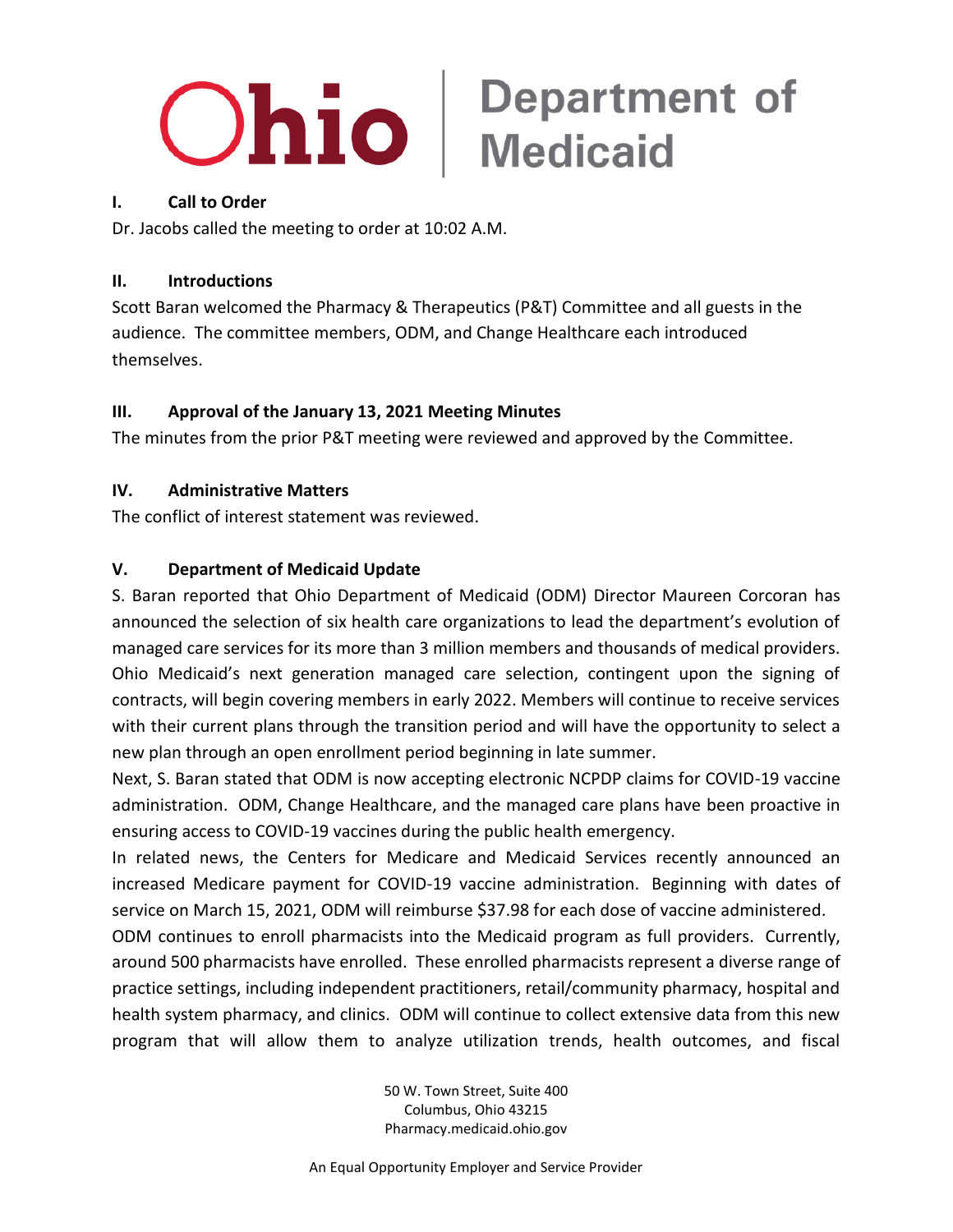## I. Call to Order

Dr. Jacobs called the meeting to order at 10:02 A.M.

## II. Introductions

Scott Baran welcomed the Pharmacy & Therapeutics (P&T) Committee and all guests in the audience. The committee members, ODM, and Change Healthcare each introduced themselves.

## III. Approval of the January 13, 2021 Meeting Minutes

The minutes from the prior P&T meeting were reviewed and approved by the Committee.

## IV. Administrative Matters

The conflict of interest statement was reviewed.

## V. Department of Medicaid Update

S. Baran reported that Ohio Department of Medicaid (ODM) Director Maureen Corcoran has announced the selection of six health care organizations to lead the department's evolution of managed care services for its more than 3 million members and thousands of medical providers. Ohio Medicaid's next generation managed care selection, contingent upon the signing of contracts, will begin covering members in early 2022. Members will continue to receive services with their current plans through the transition period and will have the opportunity to select a new plan through an open enrollment period beginning in late summer.

Next, S. Baran stated that ODM is now accepting electronic NCPDP claims for COVID-19 vaccine administration. ODM, Change Healthcare, and the managed care plans have been proactive in ensuring access to COVID-19 vaccines during the public health emergency.

In related news, the Centers for Medicare and Medicaid Services recently announced an increased Medicare payment for COVID-19 vaccine administration. Beginning with dates of service on March 15, 2021, ODM will reimburse $37.98 for each dose of vaccine administered.

ODM continues to enroll pharmacists into the Medicaid program as full providers. Currently, around 500 pharmacists have enrolled. These enrolled pharmacists represent a diverse range of practice settings, including independent practitioners, retail/community pharmacy, hospital and health system pharmacy, and clinics. ODM will continue to collect extensive data from this new program that will allow them to analyze utilization trends, health outcomes, and fiscal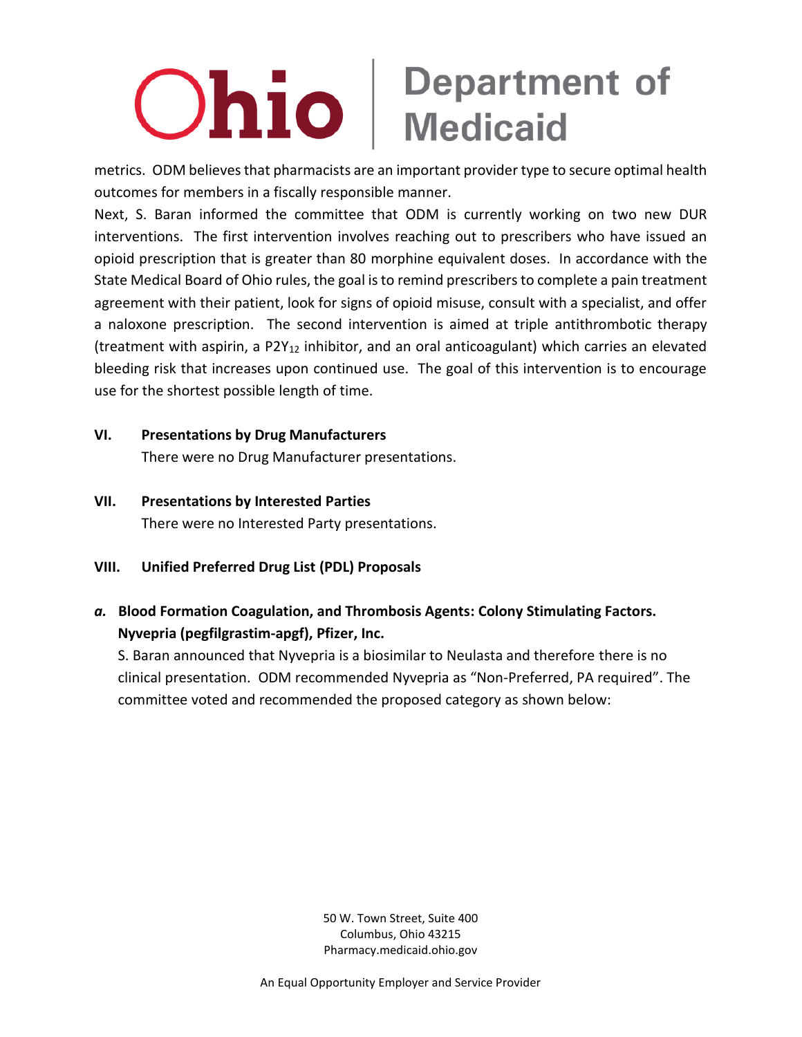metrics. ODM believes that pharmacists are an important provider type to secure optimal health outcomes for members in a fiscally responsible manner.

Next, S. Baran informed the committee that ODM is currently working on two new DUR interventions. The first intervention involves reaching out to prescribers who have issued an opioid prescription that is greater than 80 morphine equivalent doses. In accordance with the State Medical Board of Ohio rules, the goal is to remind prescribers to complete a pain treatment agreement with their patient, look for signs of opioid misuse, consult with a specialist, and offer a naloxone prescription. The second intervention is aimed at triple antithrombotic therapy (treatment with aspirin, a $P2Y_{12}$ inhibitor, and an oral anticoagulant) which carries an elevated bleeding risk that increases upon continued use. The goal of this intervention is to encourage use for the shortest possible length of time.

## VI. Presentations by Drug Manufacturers

There were no Drug Manufacturer presentations.

## VII. Presentations by Interested Parties

There were no Interested Party presentations.

## VIII. Unified Preferred Drug List (PDL) Proposals

### *a.* Blood Formation Coagulation, and Thrombosis Agents: Colony Stimulating Factors. Nyvepria (pegfilgrastim-apgf), Pfizer, Inc.

S. Baran announced that Nyvepria is a biosimilar to Neulasta and therefore there is no clinical presentation. ODM recommended Nyvepria as "Non-Preferred, PA required". The committee voted and recommended the proposed category as shown below: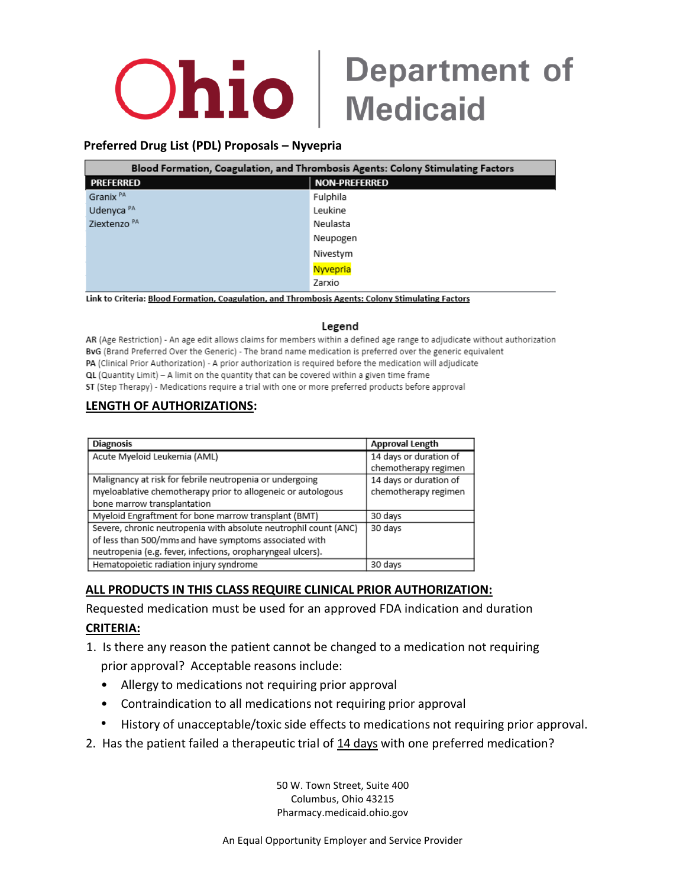# Ohio Department of Medicaid

**Preferred Drug List (PDL) Proposals – Nyvepria**

| Blood Formation, Coagulation, and Thrombosis Agents: Colony Stimulating Factors | |
|---|---|
| **PREFERRED** | **NON-PREFERRED** |
| Granix [PA] | Fulphila |
| Udenyca [PA] | Leukine |
| Ziextenzo [PA] | Neulasta |
| | Neupogen |
| | Nivestym |
| | Nyvepria |
| | Zarxio |

**Link to Criteria:** Blood Formation, Coagulation, and Thrombosis Agents: Colony Stimulating Factors

**Legend**

**AR** (Age Restriction) - An age edit allows claims for members within a defined age range to adjudicate without authorization
**BvG** (Brand Preferred Over the Generic) - The brand name medication is preferred over the generic equivalent
**PA** (Clinical Prior Authorization) - A prior authorization is required before the medication will adjudicate
**QL** (Quantity Limit) – A limit on the quantity that can be covered within a given time frame
**ST** (Step Therapy) - Medications require a trial with one or more preferred products before approval

**LENGTH OF AUTHORIZATIONS:**

| Diagnosis | Approval Length |
|---|---|
| Acute Myeloid Leukemia (AML) | 14 days or duration of chemotherapy regimen |
| Malignancy at risk for febrile neutropenia or undergoing myeloablative chemotherapy prior to allogeneic or autologous bone marrow transplantation | 14 days or duration of chemotherapy regimen |
| Myeloid Engraftment for bone marrow transplant (BMT) | 30 days |
| Severe, chronic neutropenia with absolute neutrophil count (ANC) of less than 500/$mm^3$ and have symptoms associated with neutropenia (e.g. fever, infections, oropharyngeal ulcers). | 30 days |
| Hematopoietic radiation injury syndrome | 30 days |

**ALL PRODUCTS IN THIS CLASS REQUIRE CLINICAL PRIOR AUTHORIZATION:**

Requested medication must be used for an approved FDA indication and duration

**CRITERIA:**

1. Is there any reason the patient cannot be changed to a medication not requiring prior approval? Acceptable reasons include:
   - Allergy to medications not requiring prior approval
   - Contraindication to all medications not requiring prior approval
   - History of unacceptable/toxic side effects to medications not requiring prior approval.
2. Has the patient failed a therapeutic trial of 14 days with one preferred medication?

50 W. Town Street, Suite 400
Columbus, Ohio 43215
Pharmacy.medicaid.ohio.gov

An Equal Opportunity Employer and Service Provider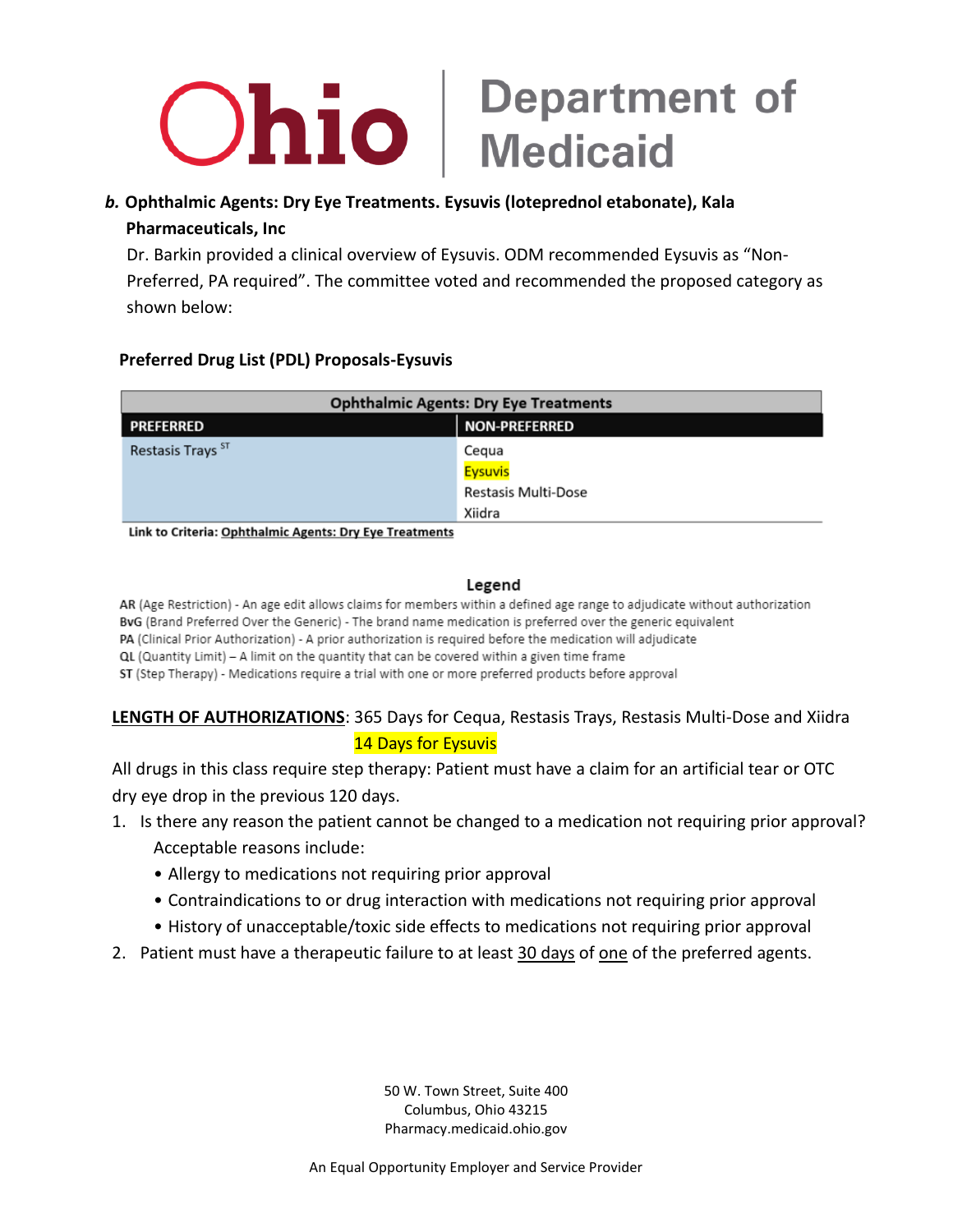**b. Ophthalmic Agents: Dry Eye Treatments. Eysuvis (loteprednol etabonate), Kala Pharmaceuticals, Inc**

Dr. Barkin provided a clinical overview of Eysuvis. ODM recommended Eysuvis as "Non-Preferred, PA required". The committee voted and recommended the proposed category as shown below:

**Preferred Drug List (PDL) Proposals-Eysuvis**

| Ophthalmic Agents: Dry Eye Treatments | |
|---|---|
| **PREFERRED** | **NON-PREFERRED** |
| Restasis Trays [ST] | Cequa<br>Eysuvis<br>Restasis Multi-Dose<br>Xiidra |

**Link to Criteria: Ophthalmic Agents: Dry Eye Treatments**

**Legend**

**AR** (Age Restriction) - An age edit allows claims for members within a defined age range to adjudicate without authorization
**BvG** (Brand Preferred Over the Generic) - The brand name medication is preferred over the generic equivalent
**PA** (Clinical Prior Authorization) - A prior authorization is required before the medication will adjudicate
**QL** (Quantity Limit) – A limit on the quantity that can be covered within a given time frame
**ST** (Step Therapy) - Medications require a trial with one or more preferred products before approval

**LENGTH OF AUTHORIZATIONS**: 365 Days for Cequa, Restasis Trays, Restasis Multi-Dose and Xiidra
14 Days for Eysuvis

All drugs in this class require step therapy: Patient must have a claim for an artificial tear or OTC dry eye drop in the previous 120 days.

1. Is there any reason the patient cannot be changed to a medication not requiring prior approval? Acceptable reasons include:
   - Allergy to medications not requiring prior approval
   - Contraindications to or drug interaction with medications not requiring prior approval
   - History of unacceptable/toxic side effects to medications not requiring prior approval
2. Patient must have a therapeutic failure to at least 30 days of one of the preferred agents.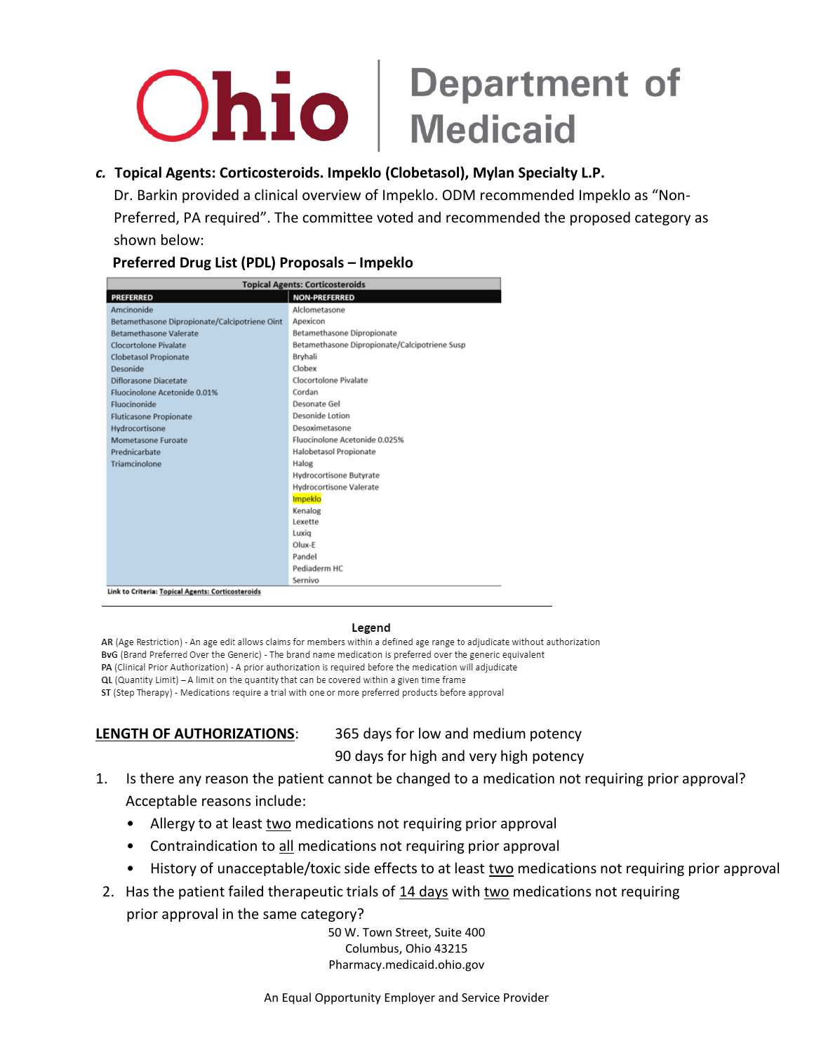*c.* **Topical Agents: Corticosteroids. Impeklo (Clobetasol), Mylan Specialty L.P.**

Dr. Barkin provided a clinical overview of Impeklo. ODM recommended Impeklo as "Non-Preferred, PA required". The committee voted and recommended the proposed category as shown below:

**Preferred Drug List (PDL) Proposals – Impeklo**

| Topical Agents: Corticosteroids | |
|---|---|
| **PREFERRED** | **NON-PREFERRED** |
| Amcinonide | Alclometasone |
| Betamethasone Dipropionate/Calcipotriene Oint | Apexicon |
| Betamethasone Valerate | Betamethasone Dipropionate |
| Clocortolone Pivalate | Betamethasone Dipropionate/Calcipotriene Susp |
| Clobetasol Propionate | Bryhali |
| Desonide | Clobex |
| Diflorasone Diacetate | Clocortolone Pivalate |
| Fluocinolone Acetonide 0.01% | Cordan |
| Fluocinonide | Desonate Gel |
| Fluticasone Propionate | Desonide Lotion |
| Hydrocortisone | Desoximetasone |
| Mometasone Furoate | Fluocinolone Acetonide 0.025% |
| Prednicarbate | Halobetasol Propionate |
| Triamcinolone | Halog |
| | Hydrocortisone Butyrate |
| | Hydrocortisone Valerate |
| | Impeklo |
| | Kenalog |
| | Lexette |
| | Luxiq |
| | Olux-E |
| | Pandel |
| | Pediaderm HC |
| | Sernivo |

Link to Criteria: Topical Agents: Corticosteroids

**Legend**

**AR** (Age Restriction) - An age edit allows claims for members within a defined age range to adjudicate without authorization
**BvG** (Brand Preferred Over the Generic) - The brand name medication is preferred over the generic equivalent
**PA** (Clinical Prior Authorization) - A prior authorization is required before the medication will adjudicate
**QL** (Quantity Limit) – A limit on the quantity that can be covered within a given time frame
**ST** (Step Therapy) - Medications require a trial with one or more preferred products before approval

**LENGTH OF AUTHORIZATIONS**: 365 days for low and medium potency
90 days for high and very high potency

1. Is there any reason the patient cannot be changed to a medication not requiring prior approval? Acceptable reasons include:
   - Allergy to at least two medications not requiring prior approval
   - Contraindication to all medications not requiring prior approval
   - History of unacceptable/toxic side effects to at least two medications not requiring prior approval
2. Has the patient failed therapeutic trials of 14 days with two medications not requiring prior approval in the same category?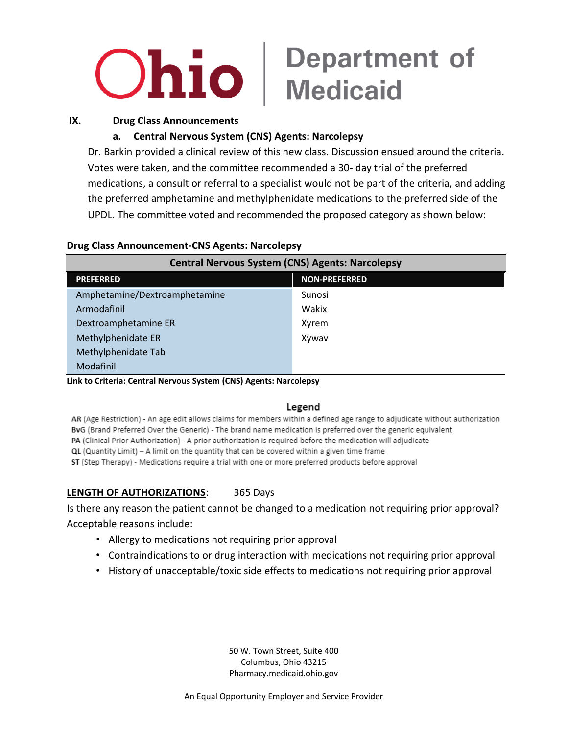**IX. Drug Class Announcements**

**a. Central Nervous System (CNS) Agents: Narcolepsy**

Dr. Barkin provided a clinical review of this new class. Discussion ensued around the criteria. Votes were taken, and the committee recommended a 30- day trial of the preferred medications, a consult or referral to a specialist would not be part of the criteria, and adding the preferred amphetamine and methylphenidate medications to the preferred side of the UPDL. The committee voted and recommended the proposed category as shown below:

**Drug Class Announcement-CNS Agents: Narcolepsy**

| Central Nervous System (CNS) Agents: Narcolepsy | |
|---|---|
| **PREFERRED** | **NON-PREFERRED** |
| Amphetamine/Dextroamphetamine | Sunosi |
| Armodafinil | Wakix |
| Dextroamphetamine ER | Xyrem |
| Methylphenidate ER | Xywav |
| Methylphenidate Tab | |
| Modafinil | |

**Link to Criteria: Central Nervous System (CNS) Agents: Narcolepsy**

Legend

**AR** (Age Restriction) - An age edit allows claims for members within a defined age range to adjudicate without authorization
**BvG** (Brand Preferred Over the Generic) - The brand name medication is preferred over the generic equivalent
**PA** (Clinical Prior Authorization) - A prior authorization is required before the medication will adjudicate
**QL** (Quantity Limit) – A limit on the quantity that can be covered within a given time frame
**ST** (Step Therapy) - Medications require a trial with one or more preferred products before approval

**LENGTH OF AUTHORIZATIONS**: 365 Days

Is there any reason the patient cannot be changed to a medication not requiring prior approval? Acceptable reasons include:

- Allergy to medications not requiring prior approval
- Contraindications to or drug interaction with medications not requiring prior approval
- History of unacceptable/toxic side effects to medications not requiring prior approval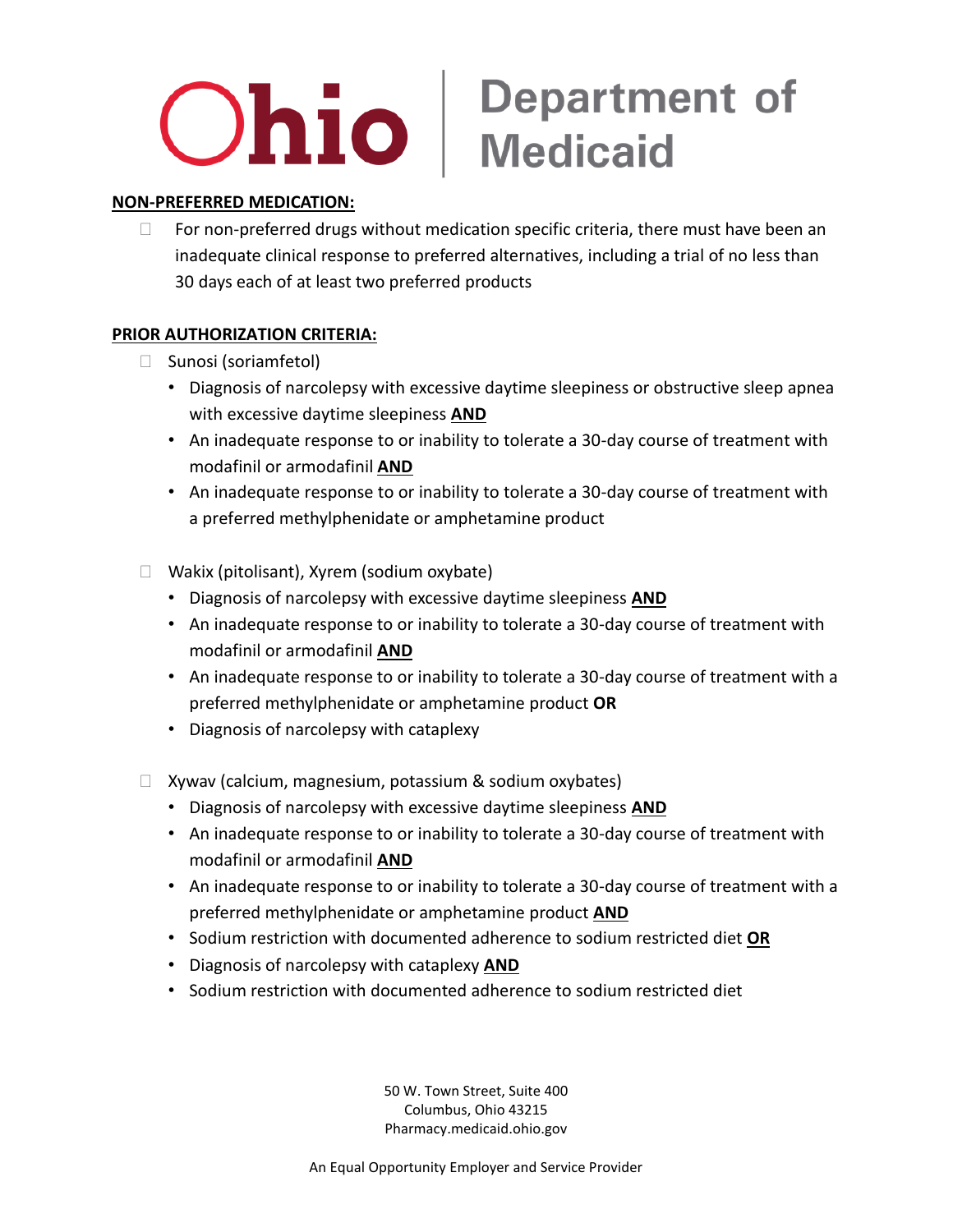**NON-PREFERRED MEDICATION:**

- For non-preferred drugs without medication specific criteria, there must have been an inadequate clinical response to preferred alternatives, including a trial of no less than 30 days each of at least two preferred products

**PRIOR AUTHORIZATION CRITERIA:**

- Sunosi (soriamfetol)
  - Diagnosis of narcolepsy with excessive daytime sleepiness or obstructive sleep apnea with excessive daytime sleepiness **AND**
  - An inadequate response to or inability to tolerate a 30-day course of treatment with modafinil or armodafinil **AND**
  - An inadequate response to or inability to tolerate a 30-day course of treatment with a preferred methylphenidate or amphetamine product

- Wakix (pitolisant), Xyrem (sodium oxybate)
  - Diagnosis of narcolepsy with excessive daytime sleepiness **AND**
  - An inadequate response to or inability to tolerate a 30-day course of treatment with modafinil or armodafinil **AND**
  - An inadequate response to or inability to tolerate a 30-day course of treatment with a preferred methylphenidate or amphetamine product **OR**
  - Diagnosis of narcolepsy with cataplexy

- Xywav (calcium, magnesium, potassium & sodium oxybates)
  - Diagnosis of narcolepsy with excessive daytime sleepiness **AND**
  - An inadequate response to or inability to tolerate a 30-day course of treatment with modafinil or armodafinil **AND**
  - An inadequate response to or inability to tolerate a 30-day course of treatment with a preferred methylphenidate or amphetamine product **AND**
  - Sodium restriction with documented adherence to sodium restricted diet **OR**
  - Diagnosis of narcolepsy with cataplexy **AND**
  - Sodium restriction with documented adherence to sodium restricted diet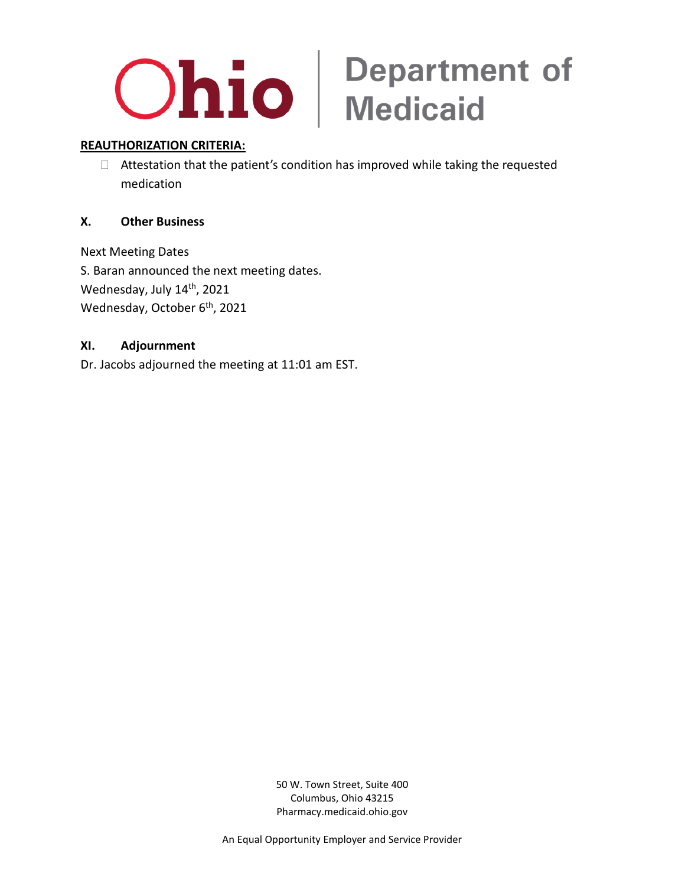**REAUTHORIZATION CRITERIA:**

- ☐ Attestation that the patient's condition has improved while taking the requested medication

## X. Other Business

Next Meeting Dates
S. Baran announced the next meeting dates.
Wednesday, July 14th, 2021
Wednesday, October 6th, 2021

## XI. Adjournment

Dr. Jacobs adjourned the meeting at 11:01 am EST.